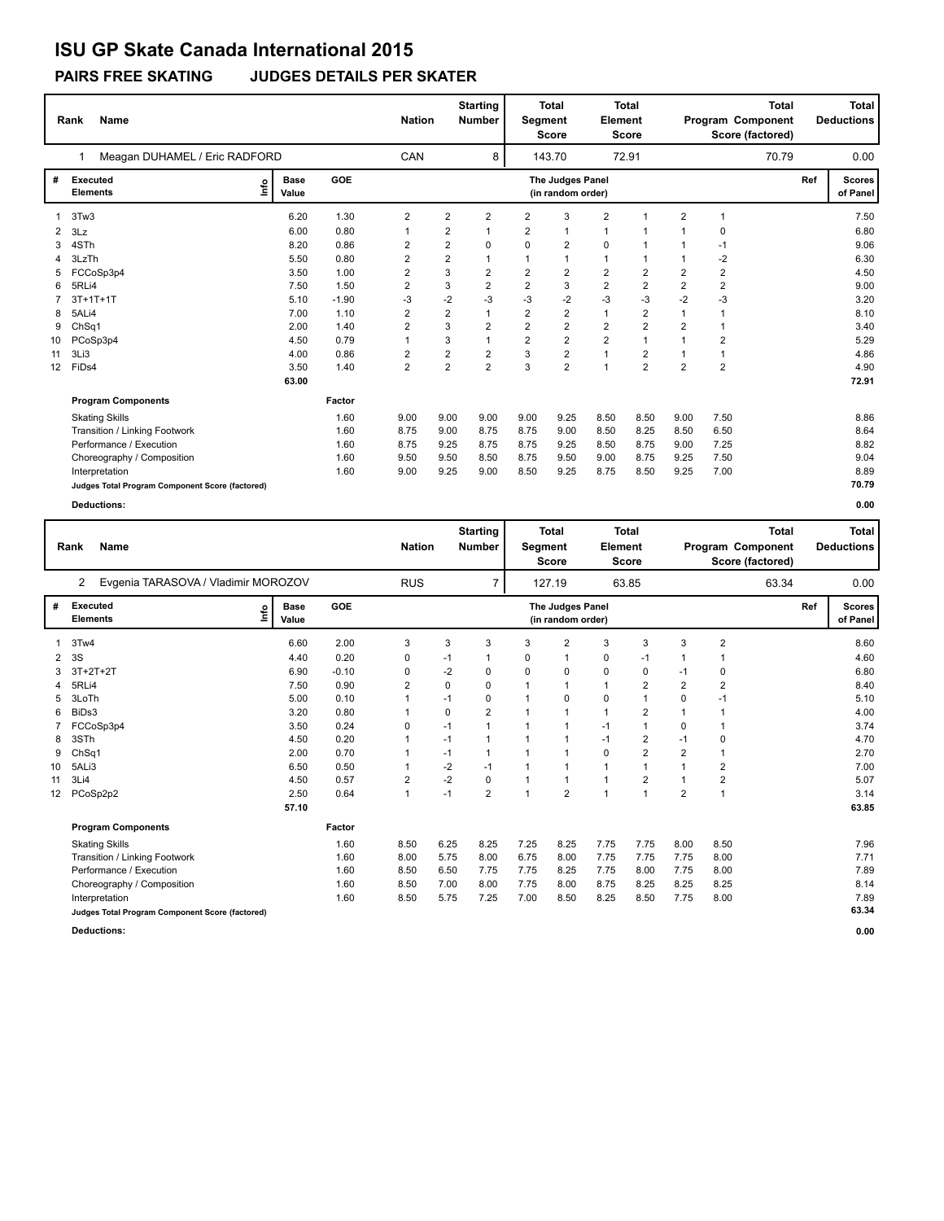# ISU GP Skate Canada International 2015

## PAIRS FREE SKATING JUDGES DETAILS PER SKATER

| Rank | Name | Nation | Starting Number | Total Segment Score | Total Element Score | Total Program Component Score (factored) | Total Deductions |
|---|---|---|---|---|---|---|---|
| 1 | Meagan DUHAMEL / Eric RADFORD | CAN | 8 | 143.70 | 72.91 | 70.79 | 0.00 |

| # | Executed Elements | Info | Base Value | GOE | J1 | J2 | J3 | J4 | J5 | J6 | J7 | J8 | J9 | Ref | Scores of Panel |
|---|---|---|---|---|---|---|---|---|---|---|---|---|---|---|---|
| 1 | 3Tw3 | | 6.20 | 1.30 | 2 | 2 | 2 | 2 | 3 | 2 | 1 | 2 | 1 | | 7.50 |
| 2 | 3Lz | | 6.00 | 0.80 | 1 | 2 | 1 | 2 | 1 | 1 | 1 | 1 | 0 | | 6.80 |
| 3 | 4STh | | 8.20 | 0.86 | 2 | 2 | 0 | 0 | 2 | 0 | 1 | 1 | -1 | | 9.06 |
| 4 | 3LzTh | | 5.50 | 0.80 | 2 | 2 | 1 | 1 | 1 | 1 | 1 | 1 | -2 | | 6.30 |
| 5 | FCCoSp3p4 | | 3.50 | 1.00 | 2 | 3 | 2 | 2 | 2 | 2 | 2 | 2 | 2 | | 4.50 |
| 6 | 5RLi4 | | 7.50 | 1.50 | 2 | 3 | 2 | 2 | 3 | 2 | 2 | 2 | 2 | | 9.00 |
| 7 | 3T+1T+1T | | 5.10 | -1.90 | -3 | -2 | -3 | -3 | -2 | -3 | -3 | -2 | -3 | | 3.20 |
| 8 | 5ALi4 | | 7.00 | 1.10 | 2 | 2 | 1 | 2 | 2 | 1 | 2 | 1 | 1 | | 8.10 |
| 9 | ChSq1 | | 2.00 | 1.40 | 2 | 3 | 2 | 2 | 2 | 2 | 2 | 2 | 1 | | 3.40 |
| 10 | PCoSp3p4 | | 4.50 | 0.79 | 1 | 3 | 1 | 2 | 2 | 2 | 1 | 1 | 2 | | 5.29 |
| 11 | 3Li3 | | 4.00 | 0.86 | 2 | 2 | 2 | 3 | 2 | 1 | 2 | 1 | 1 | | 4.86 |
| 12 | FiDs4 | | 3.50 | 1.40 | 2 | 2 | 2 | 3 | 2 | 1 | 2 | 2 | 2 | | 4.90 |
| | | | 63.00 | | | | | | | | | | | | 72.91 |

| Program Components | Factor | J1 | J2 | J3 | J4 | J5 | J6 | J7 | J8 | J9 | Scores of Panel |
|---|---|---|---|---|---|---|---|---|---|---|---|
| Skating Skills | 1.60 | 9.00 | 9.00 | 9.00 | 9.00 | 9.25 | 8.50 | 8.50 | 9.00 | 7.50 | 8.86 |
| Transition / Linking Footwork | 1.60 | 8.75 | 9.00 | 8.75 | 8.75 | 9.00 | 8.50 | 8.25 | 8.50 | 6.50 | 8.64 |
| Performance / Execution | 1.60 | 8.75 | 9.25 | 8.75 | 8.75 | 9.25 | 8.50 | 8.75 | 9.00 | 7.25 | 8.82 |
| Choreography / Composition | 1.60 | 9.50 | 9.50 | 8.50 | 8.75 | 9.50 | 9.00 | 8.75 | 9.25 | 7.50 | 9.04 |
| Interpretation | 1.60 | 9.00 | 9.25 | 9.00 | 8.50 | 9.25 | 8.75 | 8.50 | 9.25 | 7.00 | 8.89 |
| Judges Total Program Component Score (factored) | | | | | | | | | | | 70.79 |

**Deductions:** 0.00

| Rank | Name | Nation | Starting Number | Total Segment Score | Total Element Score | Total Program Component Score (factored) | Total Deductions |
|---|---|---|---|---|---|---|---|
| 2 | Evgenia TARASOVA / Vladimir MOROZOV | RUS | 7 | 127.19 | 63.85 | 63.34 | 0.00 |

| # | Executed Elements | Info | Base Value | GOE | J1 | J2 | J3 | J4 | J5 | J6 | J7 | J8 | J9 | Ref | Scores of Panel |
|---|---|---|---|---|---|---|---|---|---|---|---|---|---|---|---|
| 1 | 3Tw4 | | 6.60 | 2.00 | 3 | 3 | 3 | 3 | 2 | 3 | 3 | 3 | 2 | | 8.60 |
| 2 | 3S | | 4.40 | 0.20 | 0 | -1 | 1 | 0 | 1 | 0 | -1 | 1 | 1 | | 4.60 |
| 3 | 3T+2T+2T | | 6.90 | -0.10 | 0 | -2 | 0 | 0 | 0 | 0 | 0 | -1 | 0 | | 6.80 |
| 4 | 5RLi4 | | 7.50 | 0.90 | 2 | 0 | 0 | 1 | 1 | 1 | 2 | 2 | 2 | | 8.40 |
| 5 | 3LoTh | | 5.00 | 0.10 | 1 | -1 | 0 | 1 | 0 | 0 | 1 | 0 | -1 | | 5.10 |
| 6 | BiDs3 | | 3.20 | 0.80 | 1 | 0 | 2 | 1 | 1 | 1 | 2 | 1 | 1 | | 4.00 |
| 7 | FCCoSp3p4 | | 3.50 | 0.24 | 0 | -1 | 1 | 1 | 1 | -1 | 1 | 0 | 1 | | 3.74 |
| 8 | 3STh | | 4.50 | 0.20 | 1 | -1 | 1 | 1 | 1 | -1 | 2 | -1 | 0 | | 4.70 |
| 9 | ChSq1 | | 2.00 | 0.70 | 1 | -1 | 1 | 1 | 1 | 0 | 2 | 2 | 1 | | 2.70 |
| 10 | 5ALi3 | | 6.50 | 0.50 | 1 | -2 | -1 | 1 | 1 | 1 | 1 | 1 | 2 | | 7.00 |
| 11 | 3Li4 | | 4.50 | 0.57 | 2 | -2 | 0 | 1 | 1 | 1 | 2 | 1 | 2 | | 5.07 |
| 12 | PCoSp2p2 | | 2.50 | 0.64 | 1 | -1 | 2 | 1 | 2 | 1 | 1 | 2 | 1 | | 3.14 |
| | | | 57.10 | | | | | | | | | | | | 63.85 |

| Program Components | Factor | J1 | J2 | J3 | J4 | J5 | J6 | J7 | J8 | J9 | Scores of Panel |
|---|---|---|---|---|---|---|---|---|---|---|---|
| Skating Skills | 1.60 | 8.50 | 6.25 | 8.25 | 7.25 | 8.25 | 7.75 | 7.75 | 8.00 | 8.50 | 7.96 |
| Transition / Linking Footwork | 1.60 | 8.00 | 5.75 | 8.00 | 6.75 | 8.00 | 7.75 | 7.75 | 7.75 | 8.00 | 7.71 |
| Performance / Execution | 1.60 | 8.50 | 6.50 | 7.75 | 7.75 | 8.25 | 7.75 | 8.00 | 7.75 | 8.00 | 7.89 |
| Choreography / Composition | 1.60 | 8.50 | 7.00 | 8.00 | 7.75 | 8.00 | 8.75 | 8.25 | 8.25 | 8.25 | 8.14 |
| Interpretation | 1.60 | 8.50 | 5.75 | 7.25 | 7.00 | 8.50 | 8.25 | 8.50 | 7.75 | 8.00 | 7.89 |
| Judges Total Program Component Score (factored) | | | | | | | | | | | 63.34 |

**Deductions:** 0.00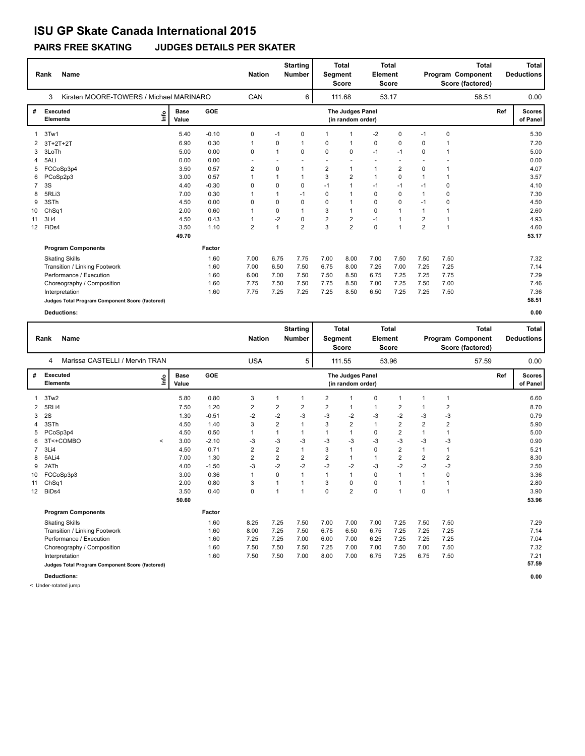# ISU GP Skate Canada International 2015

## PAIRS FREE SKATING JUDGES DETAILS PER SKATER

| Rank | Name | Nation | Starting Number | Total Segment Score | Total Element Score | Total Program Component Score (factored) | Total Deductions |
|---|---|---|---|---|---|---|---|
| 3 | Kirsten MOORE-TOWERS / Michael MARINARO | CAN | 6 | 111.68 | 53.17 | 58.51 | 0.00 |

| # | Executed Elements | Info | Base Value | GOE | J1 | J2 | J3 | J4 | J5 | J6 | J7 | J8 | J9 | Ref | Scores of Panel |
|---|---|---|---|---|---|---|---|---|---|---|---|---|---|---|---|
| 1 | 3Tw1 | | 5.40 | -0.10 | 0 | -1 | 0 | 1 | 1 | -2 | 0 | -1 | 0 | | 5.30 |
| 2 | 3T+2T+2T | | 6.90 | 0.30 | 1 | 0 | 1 | 0 | 1 | 0 | 0 | 0 | 1 | | 7.20 |
| 3 | 3LoTh | | 5.00 | 0.00 | 0 | 1 | 0 | 0 | 0 | -1 | -1 | 0 | 1 | | 5.00 |
| 4 | 5ALi | | 0.00 | 0.00 | - | - | - | - | - | - | - | - | - | | 0.00 |
| 5 | FCCoSp3p4 | | 3.50 | 0.57 | 2 | 0 | 1 | 2 | 1 | 1 | 2 | 0 | 1 | | 4.07 |
| 6 | PCoSp2p3 | | 3.00 | 0.57 | 1 | 1 | 1 | 3 | 2 | 1 | 0 | 1 | 1 | | 3.57 |
| 7 | 3S | | 4.40 | -0.30 | 0 | 0 | 0 | -1 | 1 | -1 | -1 | -1 | 0 | | 4.10 |
| 8 | 5RLi3 | | 7.00 | 0.30 | 1 | 1 | -1 | 0 | 1 | 0 | 0 | 1 | 0 | | 7.30 |
| 9 | 3STh | | 4.50 | 0.00 | 0 | 0 | 0 | 0 | 1 | 0 | 0 | -1 | 0 | | 4.50 |
| 10 | ChSq1 | | 2.00 | 0.60 | 1 | 0 | 1 | 3 | 1 | 0 | 1 | 1 | 1 | | 2.60 |
| 11 | 3Li4 | | 4.50 | 0.43 | 1 | -2 | 0 | 2 | 2 | -1 | 1 | 2 | 1 | | 4.93 |
| 12 | FiDs4 | | 3.50 | 1.10 | 2 | 1 | 2 | 3 | 2 | 0 | 1 | 2 | 1 | | 4.60 |
| | | | 49.70 | | | | | | | | | | | | 53.17 |

| Program Components | Factor | J1 | J2 | J3 | J4 | J5 | J6 | J7 | J8 | J9 | Scores of Panel |
|---|---|---|---|---|---|---|---|---|---|---|---|
| Skating Skills | 1.60 | 7.00 | 6.75 | 7.75 | 7.00 | 8.00 | 7.00 | 7.50 | 7.50 | 7.50 | 7.32 |
| Transition / Linking Footwork | 1.60 | 7.00 | 6.50 | 7.50 | 6.75 | 8.00 | 7.25 | 7.00 | 7.25 | 7.25 | 7.14 |
| Performance / Execution | 1.60 | 6.00 | 7.00 | 7.50 | 7.50 | 8.50 | 6.75 | 7.25 | 7.25 | 7.75 | 7.29 |
| Choreography / Composition | 1.60 | 7.75 | 7.50 | 7.50 | 7.75 | 8.50 | 7.00 | 7.25 | 7.50 | 7.00 | 7.46 |
| Interpretation | 1.60 | 7.75 | 7.25 | 7.25 | 7.25 | 8.50 | 6.50 | 7.25 | 7.25 | 7.50 | 7.36 |
| Judges Total Program Component Score (factored) | | | | | | | | | | | 58.51 |

**Deductions:** 0.00

| Rank | Name | Nation | Starting Number | Total Segment Score | Total Element Score | Total Program Component Score (factored) | Total Deductions |
|---|---|---|---|---|---|---|---|
| 4 | Marissa CASTELLI / Mervin TRAN | USA | 5 | 111.55 | 53.96 | 57.59 | 0.00 |

| # | Executed Elements | Info | Base Value | GOE | J1 | J2 | J3 | J4 | J5 | J6 | J7 | J8 | J9 | Ref | Scores of Panel |
|---|---|---|---|---|---|---|---|---|---|---|---|---|---|---|---|
| 1 | 3Tw2 | | 5.80 | 0.80 | 3 | 1 | 1 | 2 | 1 | 0 | 1 | 1 | 1 | | 6.60 |
| 2 | 5RLi4 | | 7.50 | 1.20 | 2 | 2 | 2 | 2 | 1 | 1 | 2 | 1 | 2 | | 8.70 |
| 3 | 2S | | 1.30 | -0.51 | -2 | -2 | -3 | -3 | -2 | -3 | -2 | -3 | -3 | | 0.79 |
| 4 | 3STh | | 4.50 | 1.40 | 3 | 2 | 1 | 3 | 2 | 1 | 2 | 2 | 2 | | 5.90 |
| 5 | PCoSp3p4 | | 4.50 | 0.50 | 1 | 1 | 1 | 1 | 1 | 0 | 2 | 1 | 1 | | 5.00 |
| 6 | 3T<+COMBO | < | 3.00 | -2.10 | -3 | -3 | -3 | -3 | -3 | -3 | -3 | -3 | -3 | | 0.90 |
| 7 | 3Li4 | | 4.50 | 0.71 | 2 | 2 | 1 | 3 | 1 | 0 | 2 | 1 | 1 | | 5.21 |
| 8 | 5ALi4 | | 7.00 | 1.30 | 2 | 2 | 2 | 2 | 1 | 1 | 2 | 2 | 2 | | 8.30 |
| 9 | 2ATh | | 4.00 | -1.50 | -3 | -2 | -2 | -2 | -2 | -3 | -2 | -2 | -2 | | 2.50 |
| 10 | FCCoSp3p3 | | 3.00 | 0.36 | 1 | 0 | 1 | 1 | 1 | 0 | 1 | 1 | 0 | | 3.36 |
| 11 | ChSq1 | | 2.00 | 0.80 | 3 | 1 | 1 | 3 | 0 | 0 | 1 | 1 | 1 | | 2.80 |
| 12 | BiDs4 | | 3.50 | 0.40 | 0 | 1 | 1 | 0 | 2 | 0 | 1 | 0 | 1 | | 3.90 |
| | | | 50.60 | | | | | | | | | | | | 53.96 |

| Program Components | Factor | J1 | J2 | J3 | J4 | J5 | J6 | J7 | J8 | J9 | Scores of Panel |
|---|---|---|---|---|---|---|---|---|---|---|---|
| Skating Skills | 1.60 | 8.25 | 7.25 | 7.50 | 7.00 | 7.00 | 7.00 | 7.25 | 7.50 | 7.50 | 7.29 |
| Transition / Linking Footwork | 1.60 | 8.00 | 7.25 | 7.50 | 6.75 | 6.50 | 6.75 | 7.25 | 7.25 | 7.25 | 7.14 |
| Performance / Execution | 1.60 | 7.25 | 7.25 | 7.00 | 6.00 | 7.00 | 6.25 | 7.25 | 7.25 | 7.25 | 7.04 |
| Choreography / Composition | 1.60 | 7.50 | 7.50 | 7.50 | 7.25 | 7.00 | 7.00 | 7.50 | 7.00 | 7.50 | 7.32 |
| Interpretation | 1.60 | 7.50 | 7.50 | 7.00 | 8.00 | 7.00 | 6.75 | 7.25 | 6.75 | 7.50 | 7.21 |
| Judges Total Program Component Score (factored) | | | | | | | | | | | 57.59 |

**Deductions:** 0.00

< Under-rotated jump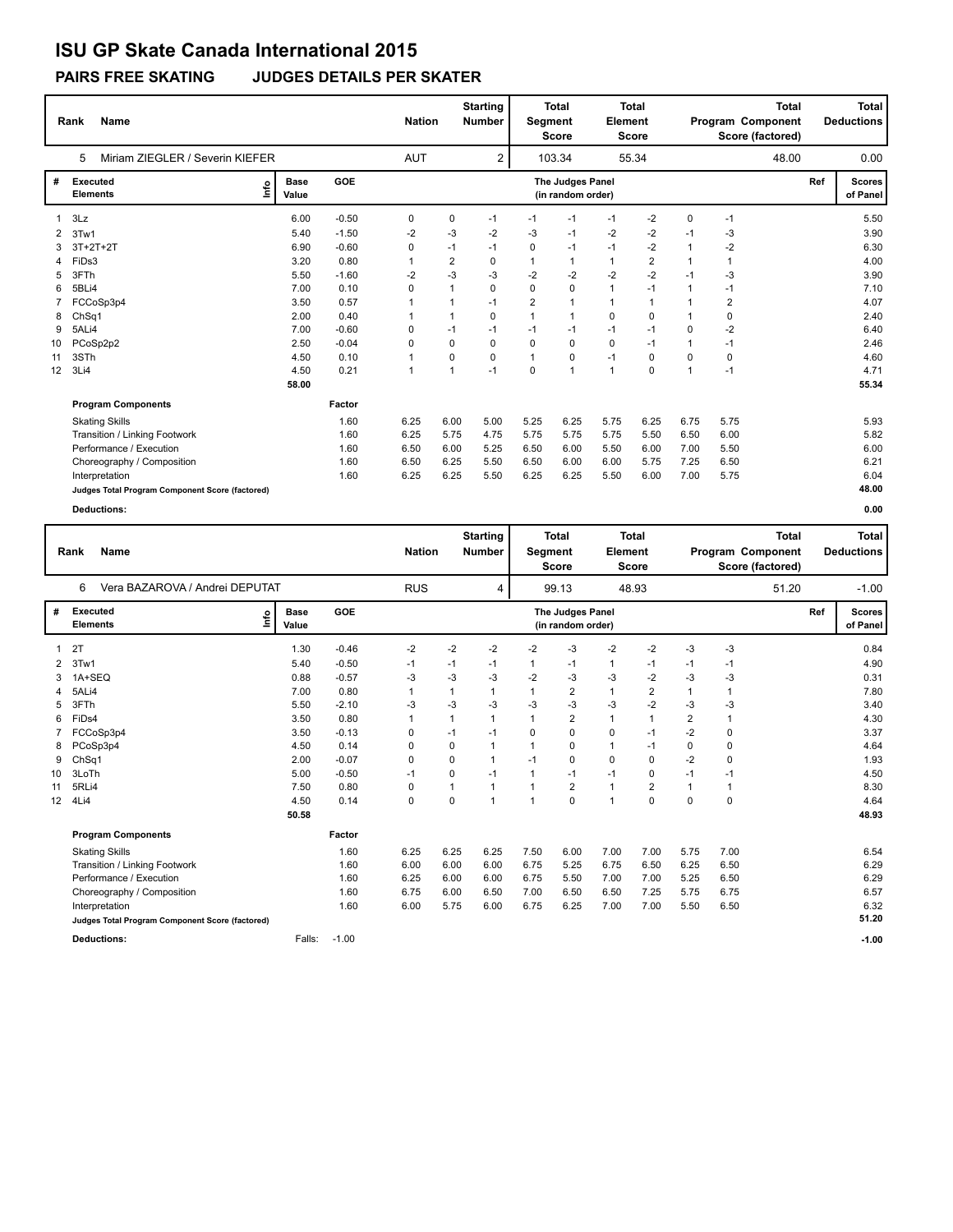# ISU GP Skate Canada International 2015

## PAIRS FREE SKATING JUDGES DETAILS PER SKATER

| Rank | Name | Nation | Starting Number | Total Segment Score | Total Element Score | Total Program Component Score (factored) | Total Deductions |
|---|---|---|---|---|---|---|---|
| 5 | Miriam ZIEGLER / Severin KIEFER | AUT | 2 | 103.34 | 55.34 | 48.00 | 0.00 |

| # | Executed Elements | Info | Base Value | GOE | J1 | J2 | J3 | J4 | J5 | J6 | J7 | J8 | J9 | Ref | Scores of Panel |
|---|---|---|---|---|---|---|---|---|---|---|---|---|---|---|---|
| 1 | 3Lz | | 6.00 | -0.50 | 0 | 0 | -1 | -1 | -1 | -1 | -2 | 0 | -1 | | 5.50 |
| 2 | 3Tw1 | | 5.40 | -1.50 | -2 | -3 | -2 | -3 | -1 | -2 | -2 | -1 | -3 | | 3.90 |
| 3 | 3T+2T+2T | | 6.90 | -0.60 | 0 | -1 | -1 | 0 | -1 | -1 | -2 | 1 | -2 | | 6.30 |
| 4 | FiDs3 | | 3.20 | 0.80 | 1 | 2 | 0 | 1 | 1 | 1 | 2 | 1 | 1 | | 4.00 |
| 5 | 3FTh | | 5.50 | -1.60 | -2 | -3 | -3 | -2 | -2 | -2 | -2 | -1 | -3 | | 3.90 |
| 6 | 5BLi4 | | 7.00 | 0.10 | 0 | 1 | 0 | 0 | 0 | 1 | -1 | 1 | -1 | | 7.10 |
| 7 | FCCoSp3p4 | | 3.50 | 0.57 | 1 | 1 | -1 | 2 | 1 | 1 | 1 | 1 | 2 | | 4.07 |
| 8 | ChSq1 | | 2.00 | 0.40 | 1 | 1 | 0 | 1 | 1 | 0 | 0 | 1 | 0 | | 2.40 |
| 9 | 5ALi4 | | 7.00 | -0.60 | 0 | -1 | -1 | -1 | -1 | -1 | -1 | 0 | -2 | | 6.40 |
| 10 | PCoSp2p2 | | 2.50 | -0.04 | 0 | 0 | 0 | 0 | 0 | 0 | -1 | 1 | -1 | | 2.46 |
| 11 | 3STh | | 4.50 | 0.10 | 1 | 0 | 0 | 1 | 0 | -1 | 0 | 0 | 0 | | 4.60 |
| 12 | 3Li4 | | 4.50 | 0.21 | 1 | 1 | -1 | 0 | 1 | 1 | 0 | 1 | -1 | | 4.71 |
| | | | 58.00 | | | | | | | | | | | | 55.34 |

| Program Components | Factor | J1 | J2 | J3 | J4 | J5 | J6 | J7 | J8 | J9 | Scores of Panel |
|---|---|---|---|---|---|---|---|---|---|---|---|
| Skating Skills | 1.60 | 6.25 | 6.00 | 5.00 | 5.25 | 6.25 | 5.75 | 6.25 | 6.75 | 5.75 | 5.93 |
| Transition / Linking Footwork | 1.60 | 6.25 | 5.75 | 4.75 | 5.75 | 5.75 | 5.75 | 5.50 | 6.50 | 6.00 | 5.82 |
| Performance / Execution | 1.60 | 6.50 | 6.00 | 5.25 | 6.50 | 6.00 | 5.50 | 6.00 | 7.00 | 5.50 | 6.00 |
| Choreography / Composition | 1.60 | 6.50 | 6.25 | 5.50 | 6.50 | 6.00 | 6.00 | 5.75 | 7.25 | 6.50 | 6.21 |
| Interpretation | 1.60 | 6.25 | 6.25 | 5.50 | 6.25 | 6.25 | 5.50 | 6.00 | 7.00 | 5.75 | 6.04 |
| Judges Total Program Component Score (factored) | | | | | | | | | | | 48.00 |

**Deductions:** 0.00

| Rank | Name | Nation | Starting Number | Total Segment Score | Total Element Score | Total Program Component Score (factored) | Total Deductions |
|---|---|---|---|---|---|---|---|
| 6 | Vera BAZAROVA / Andrei DEPUTAT | RUS | 4 | 99.13 | 48.93 | 51.20 | -1.00 |

| # | Executed Elements | Info | Base Value | GOE | J1 | J2 | J3 | J4 | J5 | J6 | J7 | J8 | J9 | Ref | Scores of Panel |
|---|---|---|---|---|---|---|---|---|---|---|---|---|---|---|---|
| 1 | 2T | | 1.30 | -0.46 | -2 | -2 | -2 | -2 | -3 | -2 | -2 | -3 | -3 | | 0.84 |
| 2 | 3Tw1 | | 5.40 | -0.50 | -1 | -1 | -1 | 1 | -1 | 1 | -1 | -1 | -1 | | 4.90 |
| 3 | 1A+SEQ | | 0.88 | -0.57 | -3 | -3 | -3 | -2 | -3 | -3 | -2 | -3 | -3 | | 0.31 |
| 4 | 5ALi4 | | 7.00 | 0.80 | 1 | 1 | 1 | 1 | 2 | 1 | 2 | 1 | 1 | | 7.80 |
| 5 | 3FTh | | 5.50 | -2.10 | -3 | -3 | -3 | -3 | -3 | -3 | -2 | -3 | -3 | | 3.40 |
| 6 | FiDs4 | | 3.50 | 0.80 | 1 | 1 | 1 | 1 | 2 | 1 | 1 | 2 | 1 | | 4.30 |
| 7 | FCCoSp3p4 | | 3.50 | -0.13 | 0 | -1 | -1 | 0 | 0 | 0 | -1 | -2 | 0 | | 3.37 |
| 8 | PCoSp3p4 | | 4.50 | 0.14 | 0 | 0 | 1 | 1 | 0 | 1 | -1 | 0 | 0 | | 4.64 |
| 9 | ChSq1 | | 2.00 | -0.07 | 0 | 0 | 1 | -1 | 0 | 0 | 0 | -2 | 0 | | 1.93 |
| 10 | 3LoTh | | 5.00 | -0.50 | -1 | 0 | -1 | 1 | -1 | -1 | 0 | -1 | -1 | | 4.50 |
| 11 | 5RLi4 | | 7.50 | 0.80 | 0 | 1 | 1 | 1 | 2 | 1 | 2 | 1 | 1 | | 8.30 |
| 12 | 4Li4 | | 4.50 | 0.14 | 0 | 0 | 1 | 1 | 0 | 1 | 0 | 0 | 0 | | 4.64 |
| | | | 50.58 | | | | | | | | | | | | 48.93 |

| Program Components | Factor | J1 | J2 | J3 | J4 | J5 | J6 | J7 | J8 | J9 | Scores of Panel |
|---|---|---|---|---|---|---|---|---|---|---|---|
| Skating Skills | 1.60 | 6.25 | 6.25 | 6.25 | 7.50 | 6.00 | 7.00 | 7.00 | 5.75 | 7.00 | 6.54 |
| Transition / Linking Footwork | 1.60 | 6.00 | 6.00 | 6.00 | 6.75 | 5.25 | 6.75 | 6.50 | 6.25 | 6.50 | 6.29 |
| Performance / Execution | 1.60 | 6.25 | 6.00 | 6.00 | 6.75 | 5.50 | 7.00 | 7.00 | 5.25 | 6.50 | 6.29 |
| Choreography / Composition | 1.60 | 6.75 | 6.00 | 6.50 | 7.00 | 6.50 | 6.50 | 7.25 | 5.75 | 6.75 | 6.57 |
| Interpretation | 1.60 | 6.00 | 5.75 | 6.00 | 6.75 | 6.25 | 7.00 | 7.00 | 5.50 | 6.50 | 6.32 |
| Judges Total Program Component Score (factored) | | | | | | | | | | | 51.20 |

**Deductions:** Falls: -1.00 | -1.00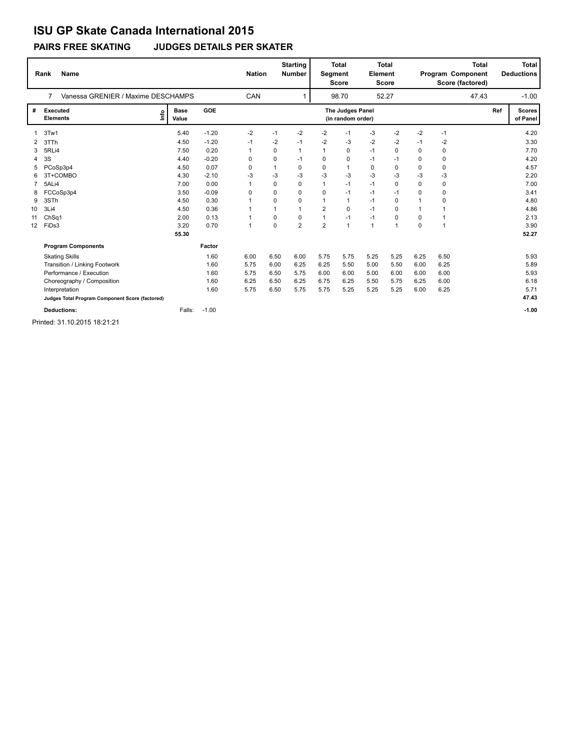# ISU GP Skate Canada International 2015

## PAIRS FREE SKATING JUDGES DETAILS PER SKATER

| Rank | Name | Nation | Starting Number | Total Segment Score | Total Element Score | Total Program Component Score (factored) | Total Deductions |
|---|---|---|---|---|---|---|---|
| 7 | Vanessa GRENIER / Maxime DESCHAMPS | CAN | 1 | 98.70 | 52.27 | 47.43 | -1.00 |

| # | Executed Elements | Info | Base Value | GOE | The Judges Panel (in random order) | | | | | | | | | Ref | Scores of Panel |
|---|---|---|---|---|---|---|---|---|---|---|---|---|---|---|---|
| 1 | 3Tw1 | | 5.40 | -1.20 | -2 | -1 | -2 | -2 | -1 | -3 | -2 | -2 | -1 | | 4.20 |
| 2 | 3TTh | | 4.50 | -1.20 | -1 | -2 | -1 | -2 | -3 | -2 | -2 | -1 | -2 | | 3.30 |
| 3 | 5RLi4 | | 7.50 | 0.20 | 1 | 0 | 1 | 1 | 0 | -1 | 0 | 0 | 0 | | 7.70 |
| 4 | 3S | | 4.40 | -0.20 | 0 | 0 | -1 | 0 | 0 | -1 | -1 | 0 | 0 | | 4.20 |
| 5 | PCoSp3p4 | | 4.50 | 0.07 | 0 | 1 | 0 | 0 | 1 | 0 | 0 | 0 | 0 | | 4.57 |
| 6 | 3T+COMBO | | 4.30 | -2.10 | -3 | -3 | -3 | -3 | -3 | -3 | -3 | -3 | -3 | | 2.20 |
| 7 | 5ALi4 | | 7.00 | 0.00 | 1 | 0 | 0 | 1 | -1 | -1 | 0 | 0 | 0 | | 7.00 |
| 8 | FCCoSp3p4 | | 3.50 | -0.09 | 0 | 0 | 0 | 0 | -1 | -1 | -1 | 0 | 0 | | 3.41 |
| 9 | 3STh | | 4.50 | 0.30 | 1 | 0 | 0 | 1 | 1 | -1 | 0 | 1 | 0 | | 4.80 |
| 10 | 3Li4 | | 4.50 | 0.36 | 1 | 1 | 1 | 2 | 0 | -1 | 0 | 1 | 1 | | 4.86 |
| 11 | ChSq1 | | 2.00 | 0.13 | 1 | 0 | 0 | 1 | -1 | -1 | 0 | 0 | 1 | | 2.13 |
| 12 | FiDs3 | | 3.20 | 0.70 | 1 | 0 | 2 | 2 | 1 | 1 | 1 | 0 | 1 | | 3.90 |
| | | | 55.30 | | | | | | | | | | | | 52.27 |

| Program Components | Factor | | | | | | | | | | | Scores of Panel |
|---|---|---|---|---|---|---|---|---|---|---|---|---|
| Skating Skills | 1.60 | 6.00 | 6.50 | 6.00 | 5.75 | 5.75 | 5.25 | 5.25 | 6.25 | 6.50 | | 5.93 |
| Transition / Linking Footwork | 1.60 | 5.75 | 6.00 | 6.25 | 6.25 | 5.50 | 5.00 | 5.50 | 6.00 | 6.25 | | 5.89 |
| Performance / Execution | 1.60 | 5.75 | 6.50 | 5.75 | 6.00 | 6.00 | 5.00 | 6.00 | 6.00 | 6.00 | | 5.93 |
| Choreography / Composition | 1.60 | 6.25 | 6.50 | 6.25 | 6.75 | 6.25 | 5.50 | 5.75 | 6.25 | 6.00 | | 6.18 |
| Interpretation | 1.60 | 5.75 | 6.50 | 5.75 | 5.75 | 5.25 | 5.25 | 5.25 | 6.00 | 6.25 | | 5.71 |
| Judges Total Program Component Score (factored) | | | | | | | | | | | | 47.43 |

| Deductions: | Falls: | -1.00 | -1.00 |
|---|---|---|---|

Printed: 31.10.2015 18:21:21